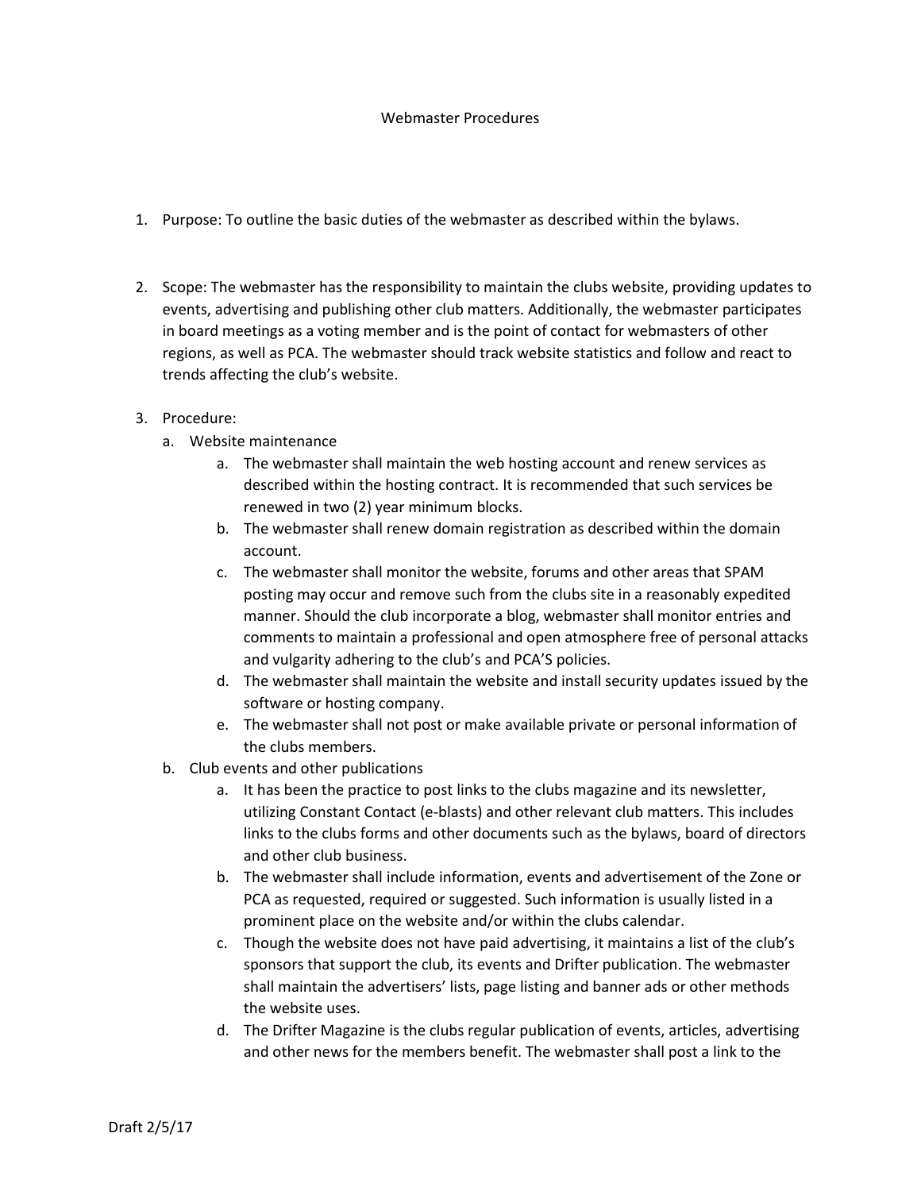# Webmaster Procedures

1. Purpose: To outline the basic duties of the webmaster as described within the bylaws.

2. Scope: The webmaster has the responsibility to maintain the clubs website, providing updates to events, advertising and publishing other club matters. Additionally, the webmaster participates in board meetings as a voting member and is the point of contact for webmasters of other regions, as well as PCA. The webmaster should track website statistics and follow and react to trends affecting the club's website.

3. Procedure:
   a. Website maintenance
      a. The webmaster shall maintain the web hosting account and renew services as described within the hosting contract. It is recommended that such services be renewed in two (2) year minimum blocks.
      b. The webmaster shall renew domain registration as described within the domain account.
      c. The webmaster shall monitor the website, forums and other areas that SPAM posting may occur and remove such from the clubs site in a reasonably expedited manner. Should the club incorporate a blog, webmaster shall monitor entries and comments to maintain a professional and open atmosphere free of personal attacks and vulgarity adhering to the club's and PCA'S policies.
      d. The webmaster shall maintain the website and install security updates issued by the software or hosting company.
      e. The webmaster shall not post or make available private or personal information of the clubs members.

   b. Club events and other publications
      a. It has been the practice to post links to the clubs magazine and its newsletter, utilizing Constant Contact (e-blasts) and other relevant club matters. This includes links to the clubs forms and other documents such as the bylaws, board of directors and other club business.
      b. The webmaster shall include information, events and advertisement of the Zone or PCA as requested, required or suggested. Such information is usually listed in a prominent place on the website and/or within the clubs calendar.
      c. Though the website does not have paid advertising, it maintains a list of the club's sponsors that support the club, its events and Drifter publication. The webmaster shall maintain the advertisers' lists, page listing and banner ads or other methods the website uses.
      d. The Drifter Magazine is the clubs regular publication of events, articles, advertising and other news for the members benefit. The webmaster shall post a link to the

Draft 2/5/17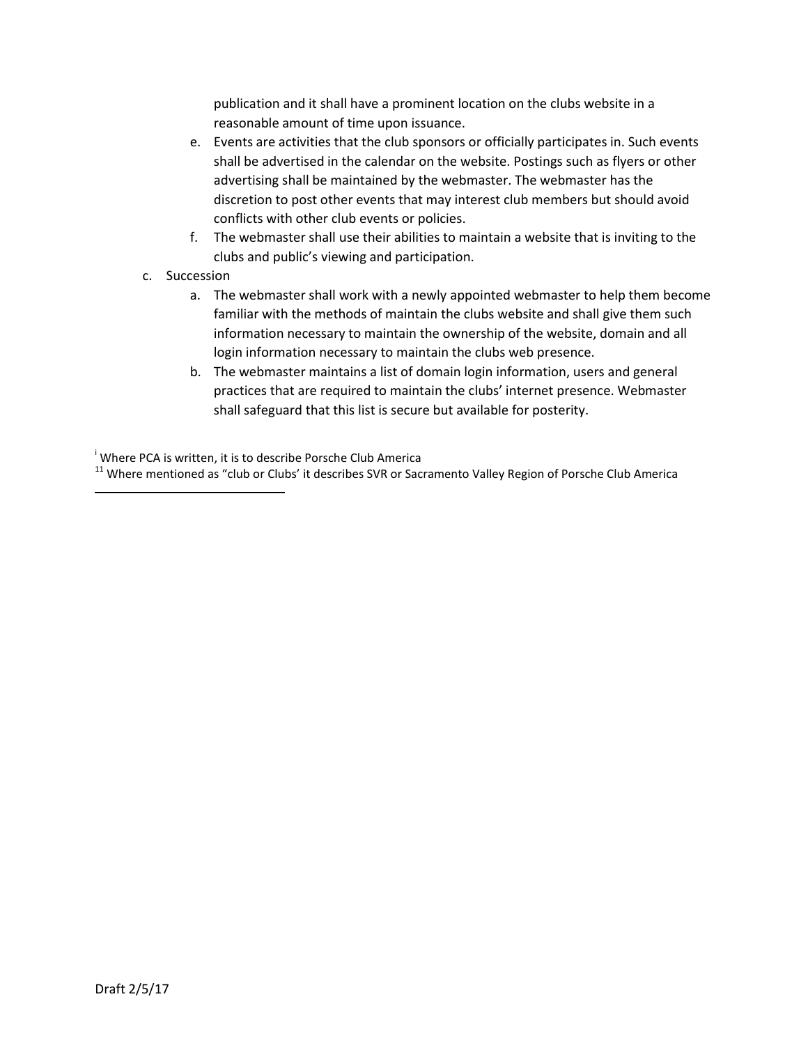publication and it shall have a prominent location on the clubs website in a reasonable amount of time upon issuance.

e. Events are activities that the club sponsors or officially participates in. Such events shall be advertised in the calendar on the website. Postings such as flyers or other advertising shall be maintained by the webmaster. The webmaster has the discretion to post other events that may interest club members but should avoid conflicts with other club events or policies.

f. The webmaster shall use their abilities to maintain a website that is inviting to the clubs and public's viewing and participation.

c. Succession

   a. The webmaster shall work with a newly appointed webmaster to help them become familiar with the methods of maintain the clubs website and shall give them such information necessary to maintain the ownership of the website, domain and all login information necessary to maintain the clubs web presence.

   b. The webmaster maintains a list of domain login information, users and general practices that are required to maintain the clubs' internet presence. Webmaster shall safeguard that this list is secure but available for posterity.

[i] Where PCA is written, it is to describe Porsche Club America

[11] Where mentioned as "club or Clubs' it describes SVR or Sacramento Valley Region of Porsche Club America

Draft 2/5/17